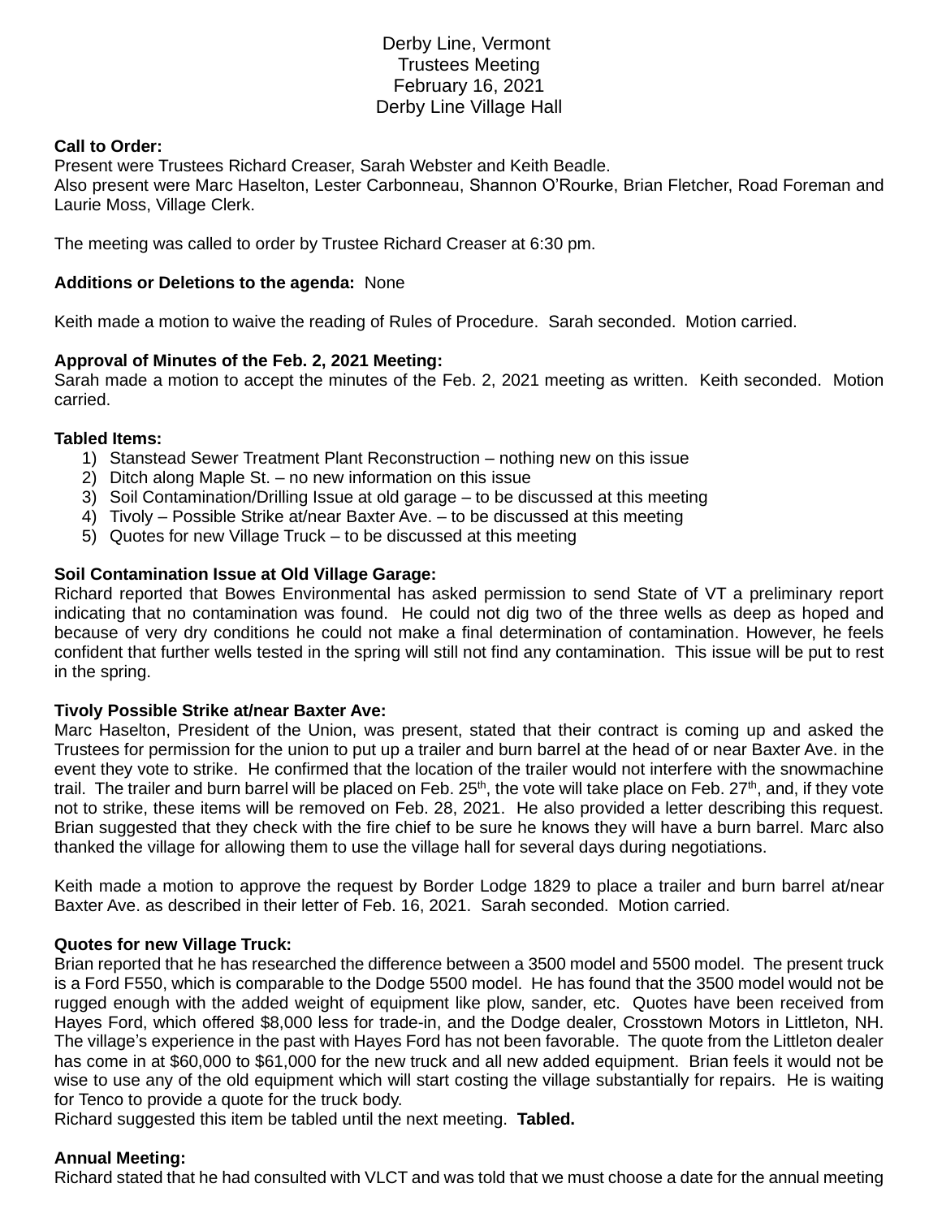# Derby Line, Vermont
## Trustees Meeting
## February 16, 2021
## Derby Line Village Hall

**Call to Order:**
Present were Trustees Richard Creaser, Sarah Webster and Keith Beadle.
Also present were Marc Haselton, Lester Carbonneau, Shannon O'Rourke, Brian Fletcher, Road Foreman and Laurie Moss, Village Clerk.

The meeting was called to order by Trustee Richard Creaser at 6:30 pm.

**Additions or Deletions to the agenda:** None

Keith made a motion to waive the reading of Rules of Procedure. Sarah seconded. Motion carried.

**Approval of Minutes of the Feb. 2, 2021 Meeting:**
Sarah made a motion to accept the minutes of the Feb. 2, 2021 meeting as written. Keith seconded. Motion carried.

**Tabled Items:**

1) Stanstead Sewer Treatment Plant Reconstruction – nothing new on this issue
2) Ditch along Maple St. – no new information on this issue
3) Soil Contamination/Drilling Issue at old garage – to be discussed at this meeting
4) Tivoly – Possible Strike at/near Baxter Ave. – to be discussed at this meeting
5) Quotes for new Village Truck – to be discussed at this meeting

**Soil Contamination Issue at Old Village Garage:**
Richard reported that Bowes Environmental has asked permission to send State of VT a preliminary report indicating that no contamination was found. He could not dig two of the three wells as deep as hoped and because of very dry conditions he could not make a final determination of contamination. However, he feels confident that further wells tested in the spring will still not find any contamination. This issue will be put to rest in the spring.

**Tivoly Possible Strike at/near Baxter Ave:**
Marc Haselton, President of the Union, was present, stated that their contract is coming up and asked the Trustees for permission for the union to put up a trailer and burn barrel at the head of or near Baxter Ave. in the event they vote to strike. He confirmed that the location of the trailer would not interfere with the snowmachine trail. The trailer and burn barrel will be placed on Feb. 25th, the vote will take place on Feb. 27th, and, if they vote not to strike, these items will be removed on Feb. 28, 2021. He also provided a letter describing this request. Brian suggested that they check with the fire chief to be sure he knows they will have a burn barrel. Marc also thanked the village for allowing them to use the village hall for several days during negotiations.

Keith made a motion to approve the request by Border Lodge 1829 to place a trailer and burn barrel at/near Baxter Ave. as described in their letter of Feb. 16, 2021. Sarah seconded. Motion carried.

**Quotes for new Village Truck:**
Brian reported that he has researched the difference between a 3500 model and 5500 model. The present truck is a Ford F550, which is comparable to the Dodge 5500 model. He has found that the 3500 model would not be rugged enough with the added weight of equipment like plow, sander, etc. Quotes have been received from Hayes Ford, which offered $8,000 less for trade-in, and the Dodge dealer, Crosstown Motors in Littleton, NH. The village's experience in the past with Hayes Ford has not been favorable. The quote from the Littleton dealer has come in at $60,000 to $61,000 for the new truck and all new added equipment. Brian feels it would not be wise to use any of the old equipment which will start costing the village substantially for repairs. He is waiting for Tenco to provide a quote for the truck body.
Richard suggested this item be tabled until the next meeting. **Tabled.**

**Annual Meeting:**
Richard stated that he had consulted with VLCT and was told that we must choose a date for the annual meeting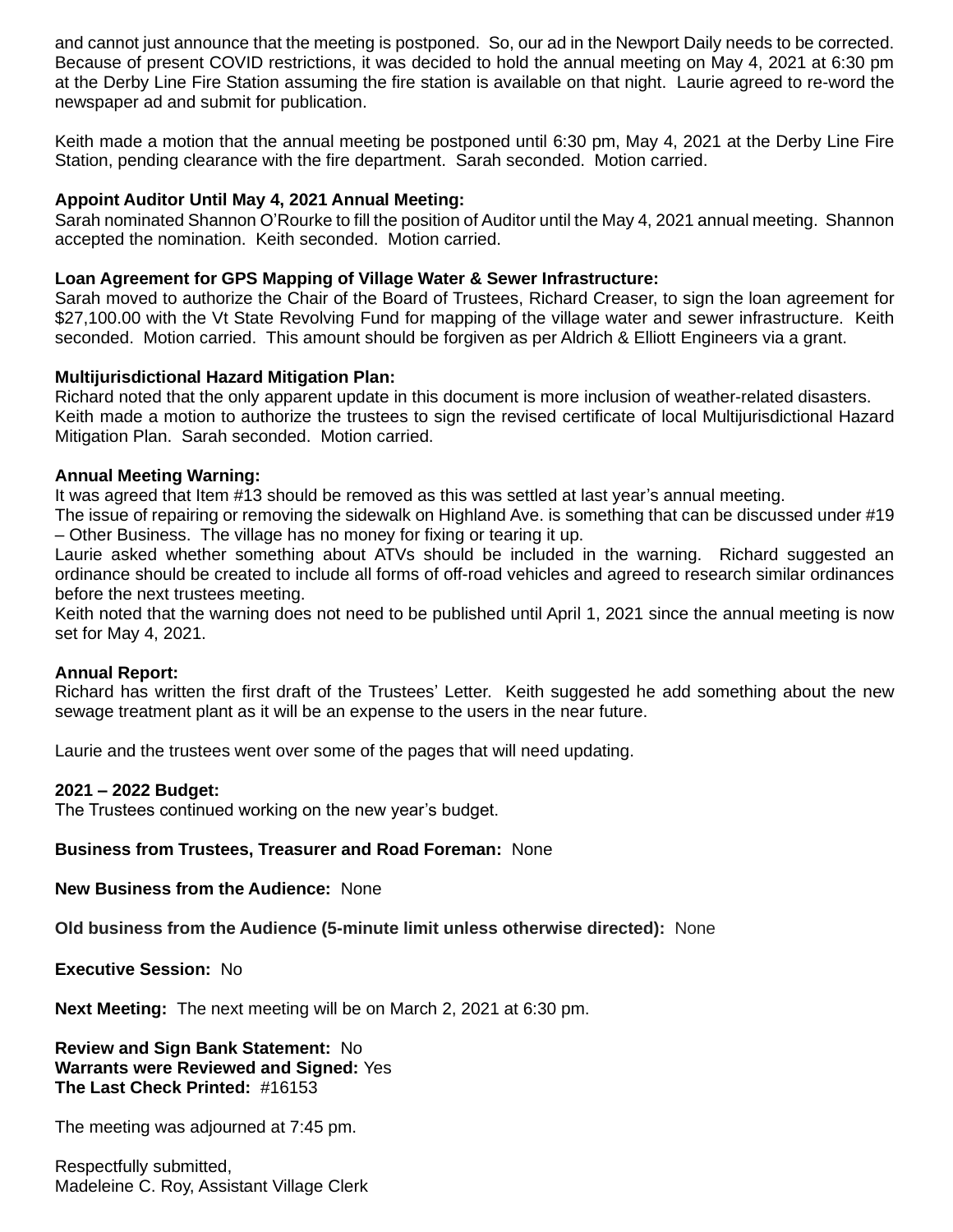and cannot just announce that the meeting is postponed. So, our ad in the Newport Daily needs to be corrected. Because of present COVID restrictions, it was decided to hold the annual meeting on May 4, 2021 at 6:30 pm at the Derby Line Fire Station assuming the fire station is available on that night. Laurie agreed to re-word the newspaper ad and submit for publication.

Keith made a motion that the annual meeting be postponed until 6:30 pm, May 4, 2021 at the Derby Line Fire Station, pending clearance with the fire department. Sarah seconded. Motion carried.

**Appoint Auditor Until May 4, 2021 Annual Meeting:**
Sarah nominated Shannon O'Rourke to fill the position of Auditor until the May 4, 2021 annual meeting. Shannon accepted the nomination. Keith seconded. Motion carried.

**Loan Agreement for GPS Mapping of Village Water & Sewer Infrastructure:**
Sarah moved to authorize the Chair of the Board of Trustees, Richard Creaser, to sign the loan agreement for $27,100.00 with the Vt State Revolving Fund for mapping of the village water and sewer infrastructure. Keith seconded. Motion carried. This amount should be forgiven as per Aldrich & Elliott Engineers via a grant.

**Multijurisdictional Hazard Mitigation Plan:**
Richard noted that the only apparent update in this document is more inclusion of weather-related disasters. Keith made a motion to authorize the trustees to sign the revised certificate of local Multijurisdictional Hazard Mitigation Plan. Sarah seconded. Motion carried.

**Annual Meeting Warning:**
It was agreed that Item #13 should be removed as this was settled at last year's annual meeting.
The issue of repairing or removing the sidewalk on Highland Ave. is something that can be discussed under #19 – Other Business. The village has no money for fixing or tearing it up.
Laurie asked whether something about ATVs should be included in the warning. Richard suggested an ordinance should be created to include all forms of off-road vehicles and agreed to research similar ordinances before the next trustees meeting.
Keith noted that the warning does not need to be published until April 1, 2021 since the annual meeting is now set for May 4, 2021.

**Annual Report:**
Richard has written the first draft of the Trustees' Letter. Keith suggested he add something about the new sewage treatment plant as it will be an expense to the users in the near future.

Laurie and the trustees went over some of the pages that will need updating.

**2021 – 2022 Budget:**
The Trustees continued working on the new year's budget.

**Business from Trustees, Treasurer and Road Foreman:** None

**New Business from the Audience:** None

**Old business from the Audience (5-minute limit unless otherwise directed):** None

**Executive Session:** No

**Next Meeting:** The next meeting will be on March 2, 2021 at 6:30 pm.

**Review and Sign Bank Statement:** No
**Warrants were Reviewed and Signed:** Yes
**The Last Check Printed:** #16153

The meeting was adjourned at 7:45 pm.

Respectfully submitted,
Madeleine C. Roy, Assistant Village Clerk